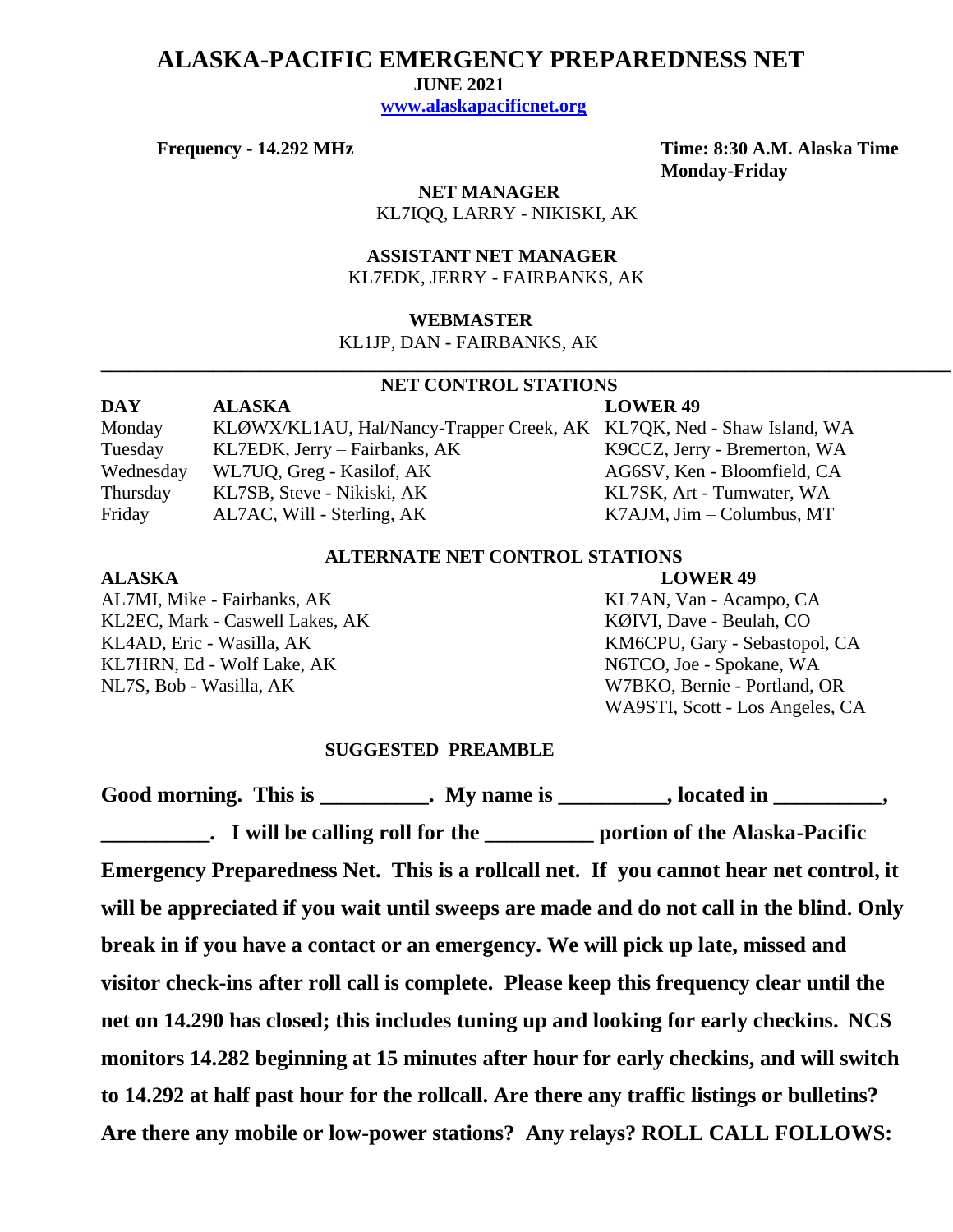# ALASKA-PACIFIC EMERGENCY PREPAREDNESS NET

**JUNE 2021**

**www.alaskapacificnet.org**

**Frequency - 14.292 MHz**

**Time: 8:30 A.M. Alaska Time Monday-Friday**

**NET MANAGER**

KL7IQQ, LARRY - NIKISKI, AK

**ASSISTANT NET MANAGER**

KL7EDK, JERRY - FAIRBANKS, AK

**WEBMASTER**

KL1JP, DAN - FAIRBANKS, AK

---

## NET CONTROL STATIONS

| DAY | ALASKA | LOWER 49 |
|---|---|---|
| Monday | KLØWX/KL1AU, Hal/Nancy-Trapper Creek, AK | KL7QK, Ned - Shaw Island, WA |
| Tuesday | KL7EDK, Jerry – Fairbanks, AK | K9CCZ, Jerry - Bremerton, WA |
| Wednesday | WL7UQ, Greg - Kasilof, AK | AG6SV, Ken - Bloomfield, CA |
| Thursday | KL7SB, Steve - Nikiski, AK | KL7SK, Art - Tumwater, WA |
| Friday | AL7AC, Will - Sterling, AK | K7AJM, Jim – Columbus, MT |

## ALTERNATE NET CONTROL STATIONS

| ALASKA | LOWER 49 |
|---|---|
| AL7MI, Mike - Fairbanks, AK | KL7AN, Van - Acampo, CA |
| KL2EC, Mark - Caswell Lakes, AK | KØIVI, Dave - Beulah, CO |
| KL4AD, Eric - Wasilla, AK | KM6CPU, Gary - Sebastopol, CA |
| KL7HRN, Ed - Wolf Lake, AK | N6TCO, Joe - Spokane, WA |
| NL7S, Bob - Wasilla, AK | W7BKO, Bernie - Portland, OR |
| | WA9STI, Scott - Los Angeles, CA |

## SUGGESTED PREAMBLE

**Good morning. This is __________. My name is __________, located in __________, __________. I will be calling roll for the __________ portion of the Alaska-Pacific Emergency Preparedness Net. This is a rollcall net. If you cannot hear net control, it will be appreciated if you wait until sweeps are made and do not call in the blind. Only break in if you have a contact or an emergency. We will pick up late, missed and visitor check-ins after roll call is complete. Please keep this frequency clear until the net on 14.290 has closed; this includes tuning up and looking for early checkins. NCS monitors 14.282 beginning at 15 minutes after hour for early checkins, and will switch to 14.292 at half past hour for the rollcall. Are there any traffic listings or bulletins? Are there any mobile or low-power stations? Any relays? ROLL CALL FOLLOWS:**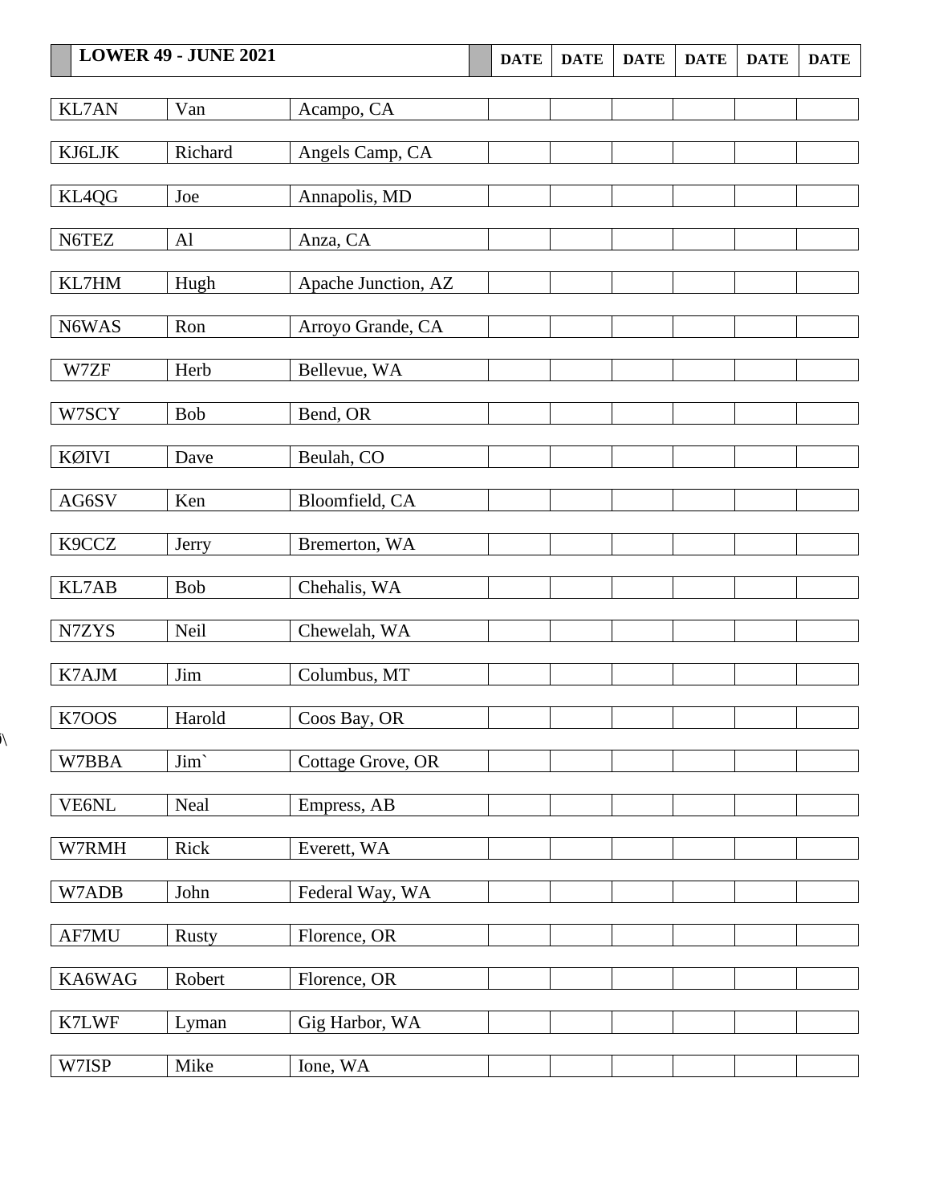| LOWER 49 - JUNE 2021 | | | DATE | DATE | DATE | DATE | DATE | DATE |
|---|---|---|---|---|---|---|---|---|
| KL7AN | Van | Acampo, CA | | | | | | |
| KJ6LJK | Richard | Angels Camp, CA | | | | | | |
| KL4QG | Joe | Annapolis, MD | | | | | | |
| N6TEZ | Al | Anza, CA | | | | | | |
| KL7HM | Hugh | Apache Junction, AZ | | | | | | |
| N6WAS | Ron | Arroyo Grande, CA | | | | | | |
| W7ZF | Herb | Bellevue, WA | | | | | | |
| W7SCY | Bob | Bend, OR | | | | | | |
| KØIVI | Dave | Beulah, CO | | | | | | |
| AG6SV | Ken | Bloomfield, CA | | | | | | |
| K9CCZ | Jerry | Bremerton, WA | | | | | | |
| KL7AB | Bob | Chehalis, WA | | | | | | |
| N7ZYS | Neil | Chewelah, WA | | | | | | |
| K7AJM | Jim | Columbus, MT | | | | | | |
| K7OOS | Harold | Coos Bay, OR | | | | | | |
| W7BBA | Jim` | Cottage Grove, OR | | | | | | |
| VE6NL | Neal | Empress, AB | | | | | | |
| W7RMH | Rick | Everett, WA | | | | | | |
| W7ADB | John | Federal Way, WA | | | | | | |
| AF7MU | Rusty | Florence, OR | | | | | | |
| KA6WAG | Robert | Florence, OR | | | | | | |
| K7LWF | Lyman | Gig Harbor, WA | | | | | | |
| W7ISP | Mike | Ione, WA | | | | | | |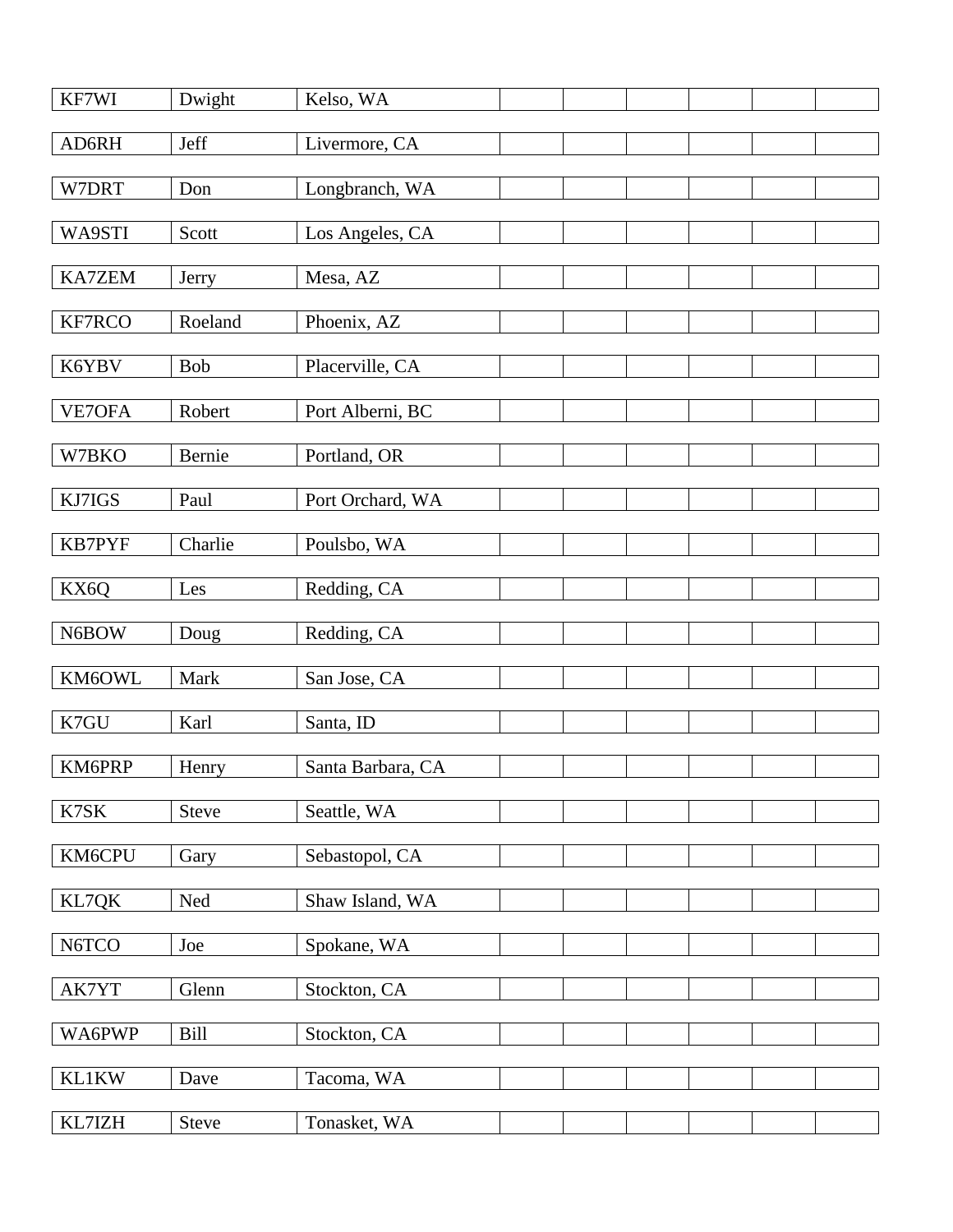| | | | | | | | |
|---|---|---|---|---|---|---|---|
| KF7WI | Dwight | Kelso, WA | | | | | |
| AD6RH | Jeff | Livermore, CA | | | | | |
| W7DRT | Don | Longbranch, WA | | | | | |
| WA9STI | Scott | Los Angeles, CA | | | | | |
| KA7ZEM | Jerry | Mesa, AZ | | | | | |
| KF7RCO | Roeland | Phoenix, AZ | | | | | |
| K6YBV | Bob | Placerville, CA | | | | | |
| VE7OFA | Robert | Port Alberni, BC | | | | | |
| W7BKO | Bernie | Portland, OR | | | | | |
| KJ7IGS | Paul | Port Orchard, WA | | | | | |
| KB7PYF | Charlie | Poulsbo, WA | | | | | |
| KX6Q | Les | Redding, CA | | | | | |
| N6BOW | Doug | Redding, CA | | | | | |
| KM6OWL | Mark | San Jose, CA | | | | | |
| K7GU | Karl | Santa, ID | | | | | |
| KM6PRP | Henry | Santa Barbara, CA | | | | | |
| K7SK | Steve | Seattle, WA | | | | | |
| KM6CPU | Gary | Sebastopol, CA | | | | | |
| KL7QK | Ned | Shaw Island, WA | | | | | |
| N6TCO | Joe | Spokane, WA | | | | | |
| AK7YT | Glenn | Stockton, CA | | | | | |
| WA6PWP | Bill | Stockton, CA | | | | | |
| KL1KW | Dave | Tacoma, WA | | | | | |
| KL7IZH | Steve | Tonasket, WA | | | | | |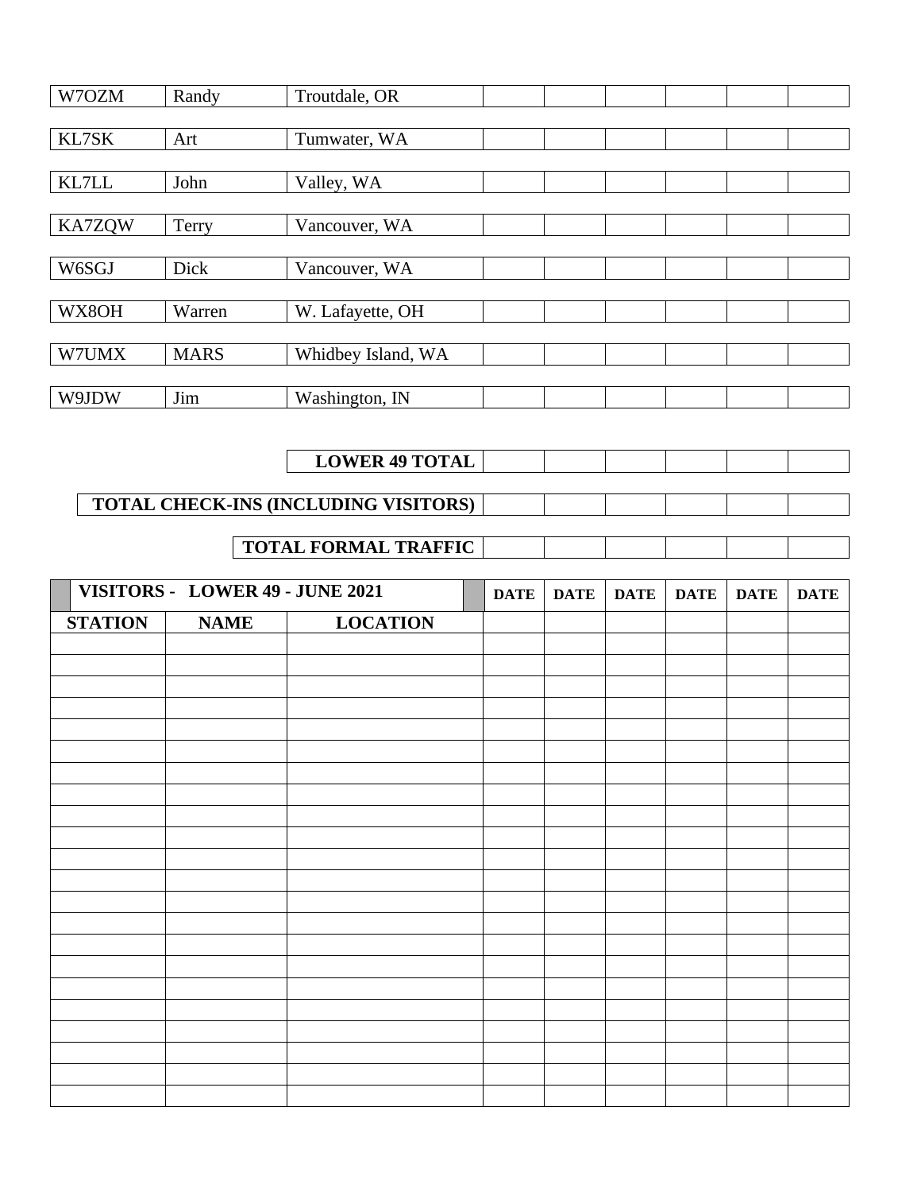| | | | | | | | | |
|---|---|---|---|---|---|---|---|---|
| W7OZM | Randy | Troutdale, OR | | | | | | |
| KL7SK | Art | Tumwater, WA | | | | | | |
| KL7LL | John | Valley, WA | | | | | | |
| KA7ZQW | Terry | Vancouver, WA | | | | | | |
| W6SGJ | Dick | Vancouver, WA | | | | | | |
| WX8OH | Warren | W. Lafayette, OH | | | | | | |
| W7UMX | MARS | Whidbey Island, WA | | | | | | |
| W9JDW | Jim | Washington, IN | | | | | | |

| | | | | | | |
|---|---|---|---|---|---|---|
| **LOWER 49 TOTAL** | | | | | | |
| **TOTAL CHECK-INS (INCLUDING VISITORS)** | | | | | | |
| **TOTAL FORMAL TRAFFIC** | | | | | | |

| **VISITORS - LOWER 49 - JUNE 2021** | | | **DATE** | **DATE** | **DATE** | **DATE** | **DATE** | **DATE** |
|---|---|---|---|---|---|---|---|---|
| **STATION** | **NAME** | **LOCATION** | | | | | | |
| | | | | | | | | |
| | | | | | | | | |
| | | | | | | | | |
| | | | | | | | | |
| | | | | | | | | |
| | | | | | | | | |
| | | | | | | | | |
| | | | | | | | | |
| | | | | | | | | |
| | | | | | | | | |
| | | | | | | | | |
| | | | | | | | | |
| | | | | | | | | |
| | | | | | | | | |
| | | | | | | | | |
| | | | | | | | | |
| | | | | | | | | |
| | | | | | | | | |
| | | | | | | | | |
| | | | | | | | | |
| | | | | | | | | |
| | | | | | | | | |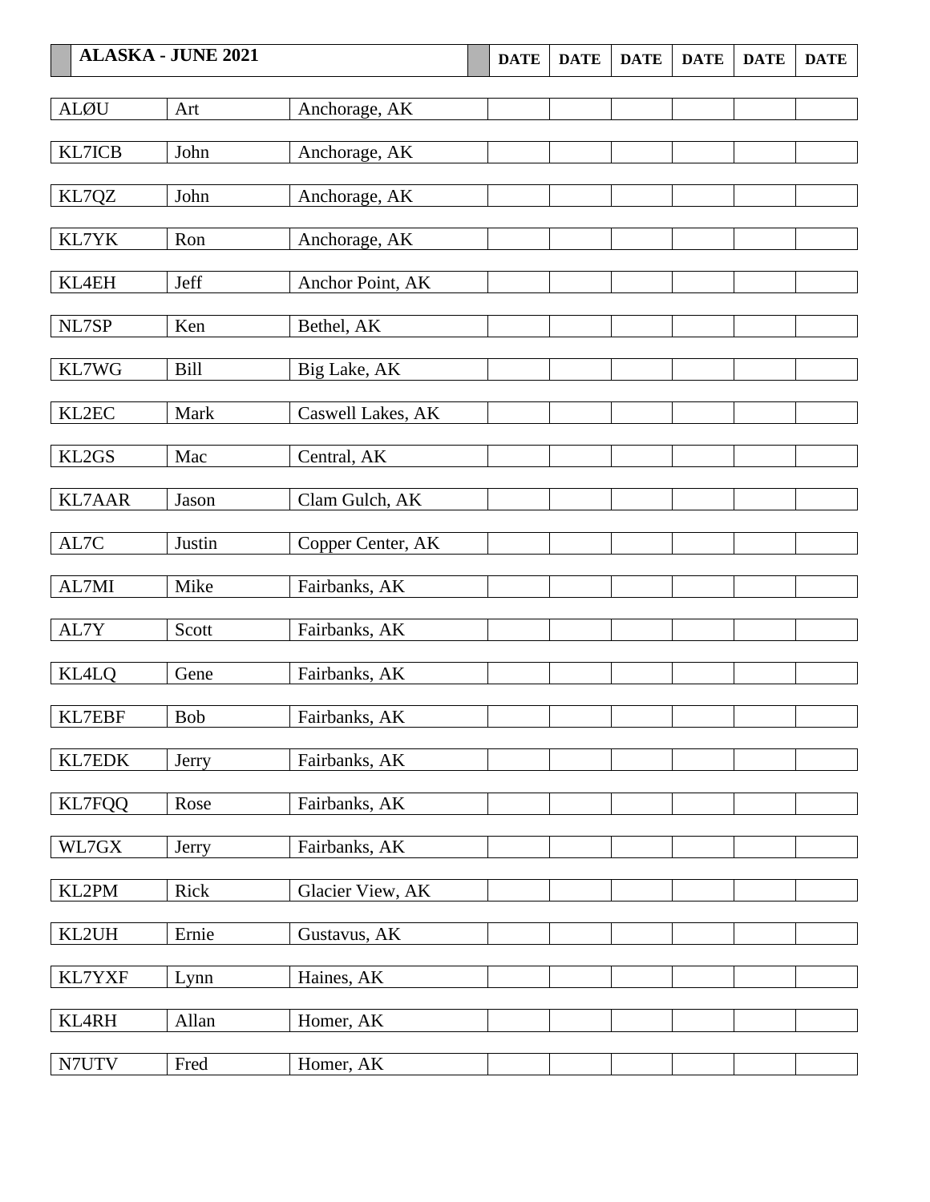| ALASKA - JUNE 2021 | | | DATE | DATE | DATE | DATE | DATE | DATE |
|---|---|---|---|---|---|---|---|---|
| ALØU | Art | Anchorage, AK | | | | | | |
| KL7ICB | John | Anchorage, AK | | | | | | |
| KL7QZ | John | Anchorage, AK | | | | | | |
| KL7YK | Ron | Anchorage, AK | | | | | | |
| KL4EH | Jeff | Anchor Point, AK | | | | | | |
| NL7SP | Ken | Bethel, AK | | | | | | |
| KL7WG | Bill | Big Lake, AK | | | | | | |
| KL2EC | Mark | Caswell Lakes, AK | | | | | | |
| KL2GS | Mac | Central, AK | | | | | | |
| KL7AAR | Jason | Clam Gulch, AK | | | | | | |
| AL7C | Justin | Copper Center, AK | | | | | | |
| AL7MI | Mike | Fairbanks, AK | | | | | | |
| AL7Y | Scott | Fairbanks, AK | | | | | | |
| KL4LQ | Gene | Fairbanks, AK | | | | | | |
| KL7EBF | Bob | Fairbanks, AK | | | | | | |
| KL7EDK | Jerry | Fairbanks, AK | | | | | | |
| KL7FQQ | Rose | Fairbanks, AK | | | | | | |
| WL7GX | Jerry | Fairbanks, AK | | | | | | |
| KL2PM | Rick | Glacier View, AK | | | | | | |
| KL2UH | Ernie | Gustavus, AK | | | | | | |
| KL7YXF | Lynn | Haines, AK | | | | | | |
| KL4RH | Allan | Homer, AK | | | | | | |
| N7UTV | Fred | Homer, AK | | | | | | |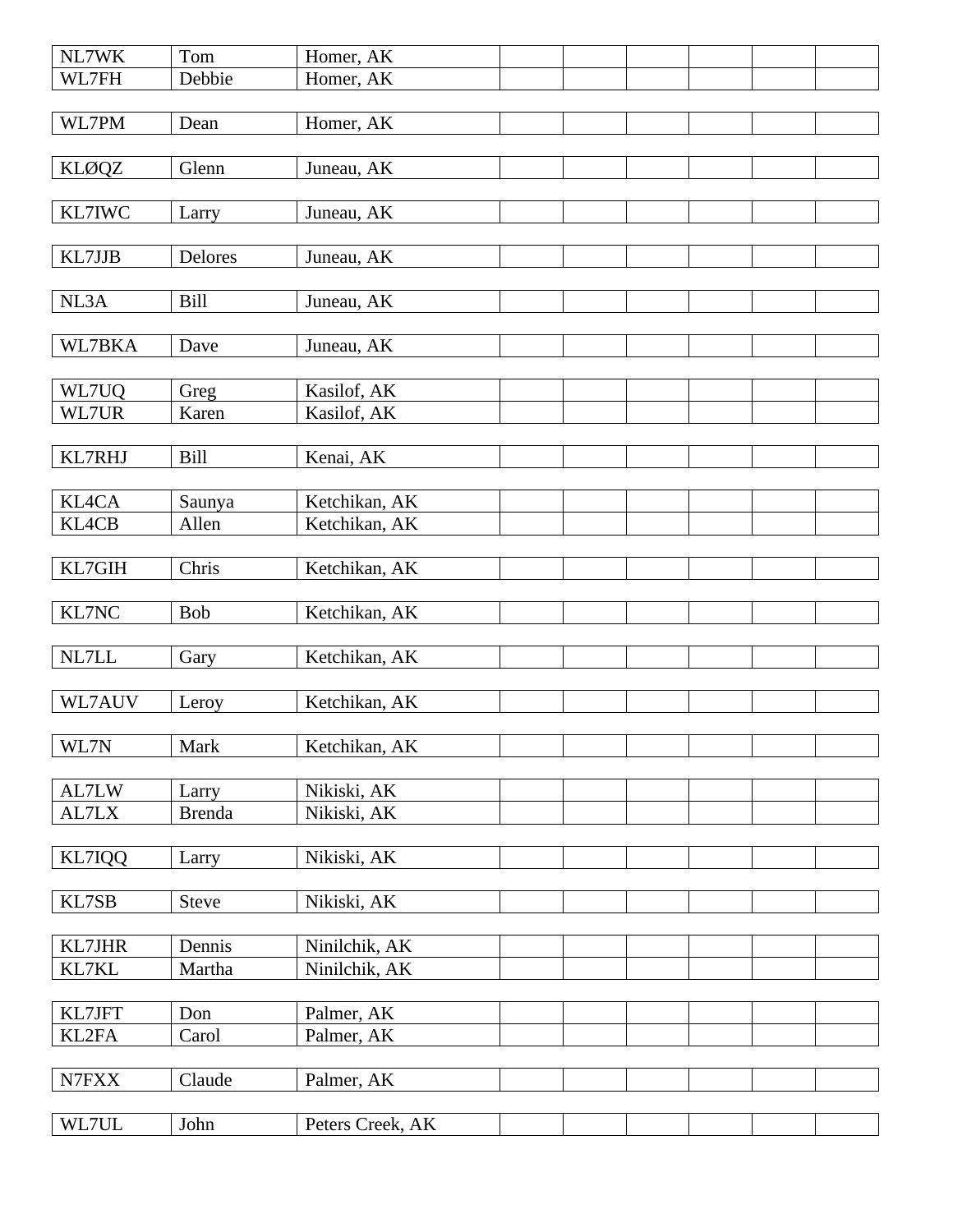| | | | | | | | | |
|---|---|---|---|---|---|---|---|---|
| NL7WK | Tom | Homer, AK | | | | | | |
| WL7FH | Debbie | Homer, AK | | | | | | |
| WL7PM | Dean | Homer, AK | | | | | | |
| KLØQZ | Glenn | Juneau, AK | | | | | | |
| KL7IWC | Larry | Juneau, AK | | | | | | |
| KL7JJB | Delores | Juneau, AK | | | | | | |
| NL3A | Bill | Juneau, AK | | | | | | |
| WL7BKA | Dave | Juneau, AK | | | | | | |
| WL7UQ | Greg | Kasilof, AK | | | | | | |
| WL7UR | Karen | Kasilof, AK | | | | | | |
| KL7RHJ | Bill | Kenai, AK | | | | | | |
| KL4CA | Saunya | Ketchikan, AK | | | | | | |
| KL4CB | Allen | Ketchikan, AK | | | | | | |
| KL7GIH | Chris | Ketchikan, AK | | | | | | |
| KL7NC | Bob | Ketchikan, AK | | | | | | |
| NL7LL | Gary | Ketchikan, AK | | | | | | |
| WL7AUV | Leroy | Ketchikan, AK | | | | | | |
| WL7N | Mark | Ketchikan, AK | | | | | | |
| AL7LW | Larry | Nikiski, AK | | | | | | |
| AL7LX | Brenda | Nikiski, AK | | | | | | |
| KL7IQQ | Larry | Nikiski, AK | | | | | | |
| KL7SB | Steve | Nikiski, AK | | | | | | |
| KL7JHR | Dennis | Ninilchik, AK | | | | | | |
| KL7KL | Martha | Ninilchik, AK | | | | | | |
| KL7JFT | Don | Palmer, AK | | | | | | |
| KL2FA | Carol | Palmer, AK | | | | | | |
| N7FXX | Claude | Palmer, AK | | | | | | |
| WL7UL | John | Peters Creek, AK | | | | | | |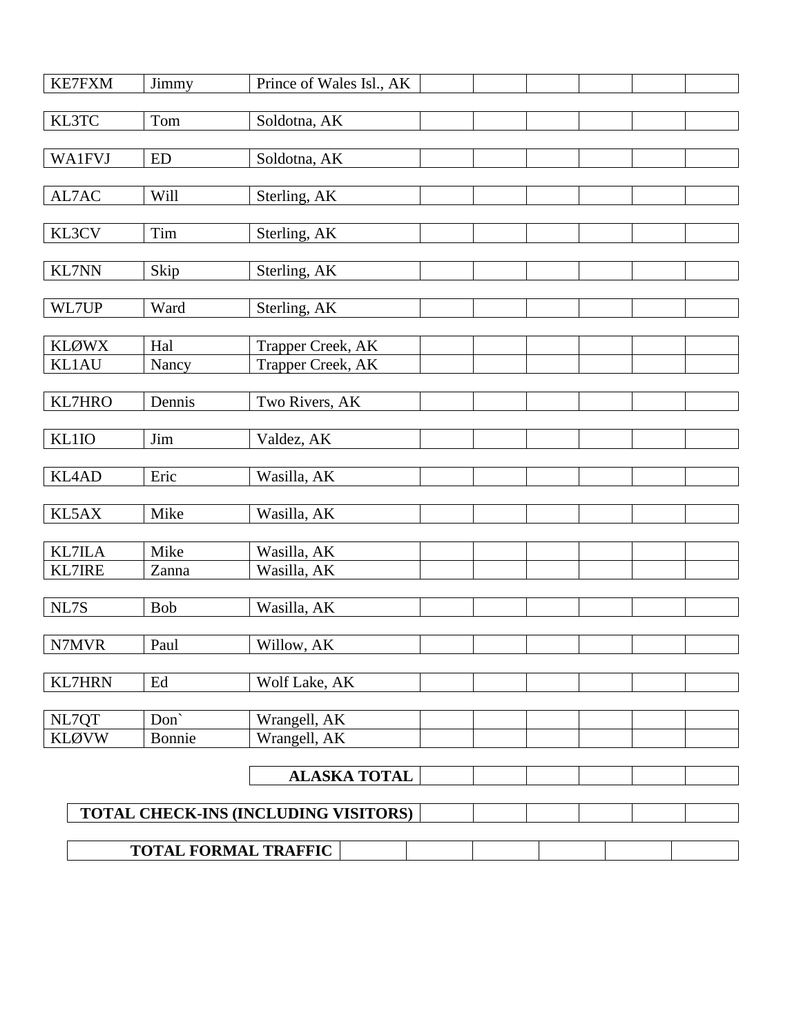| | | | | | | | | |
|---|---|---|---|---|---|---|---|---|
| KE7FXM | Jimmy | Prince of Wales Isl., AK | | | | | | |
| KL3TC | Tom | Soldotna, AK | | | | | | |
| WA1FVJ | ED | Soldotna, AK | | | | | | |
| AL7AC | Will | Sterling, AK | | | | | | |
| KL3CV | Tim | Sterling, AK | | | | | | |
| KL7NN | Skip | Sterling, AK | | | | | | |
| WL7UP | Ward | Sterling, AK | | | | | | |
| KLØWX | Hal | Trapper Creek, AK | | | | | | |
| KL1AU | Nancy | Trapper Creek, AK | | | | | | |
| KL7HRO | Dennis | Two Rivers, AK | | | | | | |
| KL1IO | Jim | Valdez, AK | | | | | | |
| KL4AD | Eric | Wasilla, AK | | | | | | |
| KL5AX | Mike | Wasilla, AK | | | | | | |
| KL7ILA | Mike | Wasilla, AK | | | | | | |
| KL7IRE | Zanna | Wasilla, AK | | | | | | |
| NL7S | Bob | Wasilla, AK | | | | | | |
| N7MVR | Paul | Willow, AK | | | | | | |
| KL7HRN | Ed | Wolf Lake, AK | | | | | | |
| NL7QT | Don` | Wrangell, AK | | | | | | |
| KLØVW | Bonnie | Wrangell, AK | | | | | | |
| | | **ALASKA TOTAL** | | | | | | |

| | | | | | | |
|---|---|---|---|---|---|---|
| **TOTAL CHECK-INS (INCLUDING VISITORS)** | | | | | | |

| | | | | | | |
|---|---|---|---|---|---|---|
| **TOTAL FORMAL TRAFFIC** | | | | | | |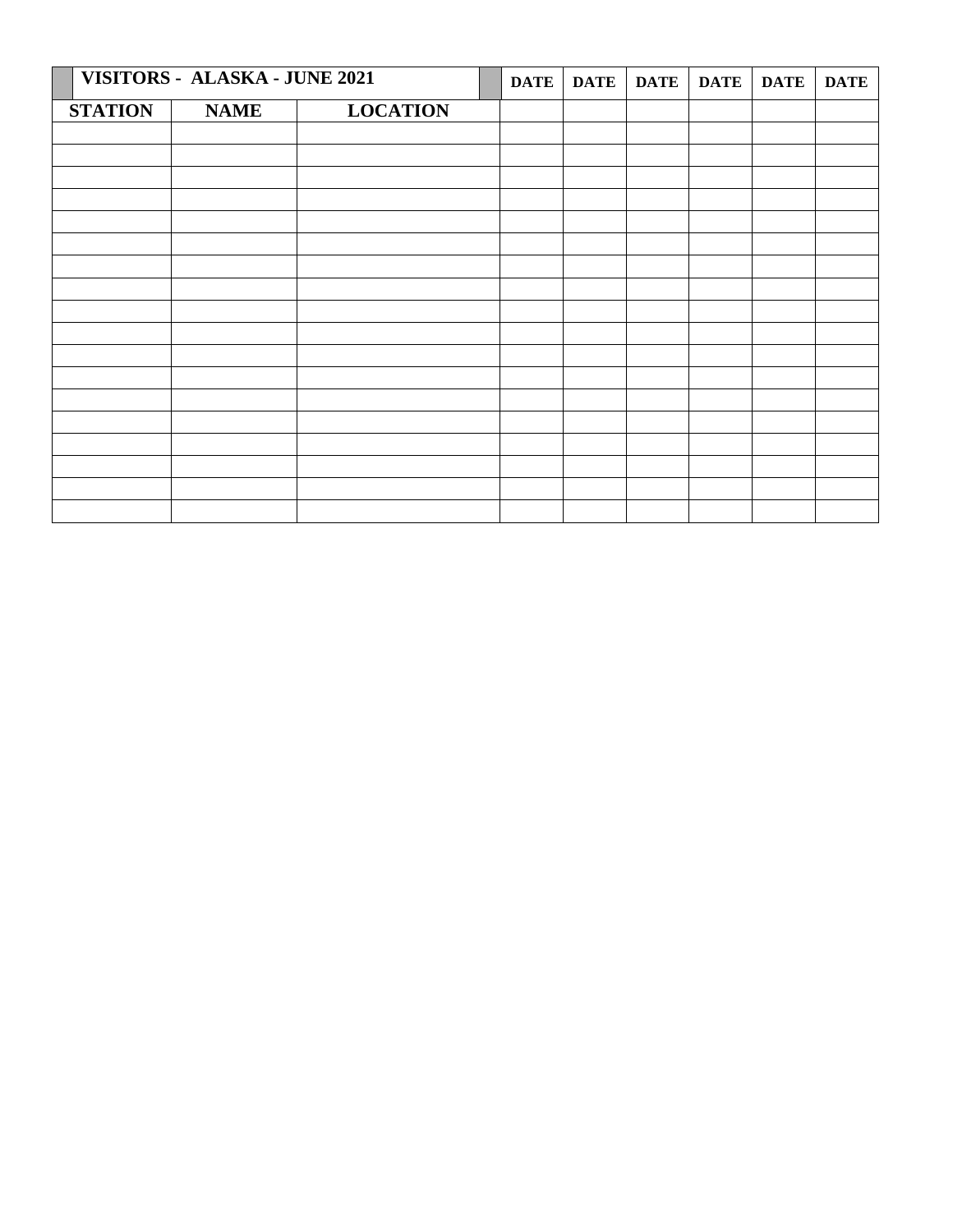| VISITORS - ALASKA - JUNE 2021 | | | DATE | DATE | DATE | DATE | DATE | DATE |
|---|---|---|---|---|---|---|---|---|
| STATION | NAME | LOCATION | | | | | | |
| | | | | | | | | |
| | | | | | | | | |
| | | | | | | | | |
| | | | | | | | | |
| | | | | | | | | |
| | | | | | | | | |
| | | | | | | | | |
| | | | | | | | | |
| | | | | | | | | |
| | | | | | | | | |
| | | | | | | | | |
| | | | | | | | | |
| | | | | | | | | |
| | | | | | | | | |
| | | | | | | | | |
| | | | | | | | | |
| | | | | | | | | |
| | | | | | | | | |